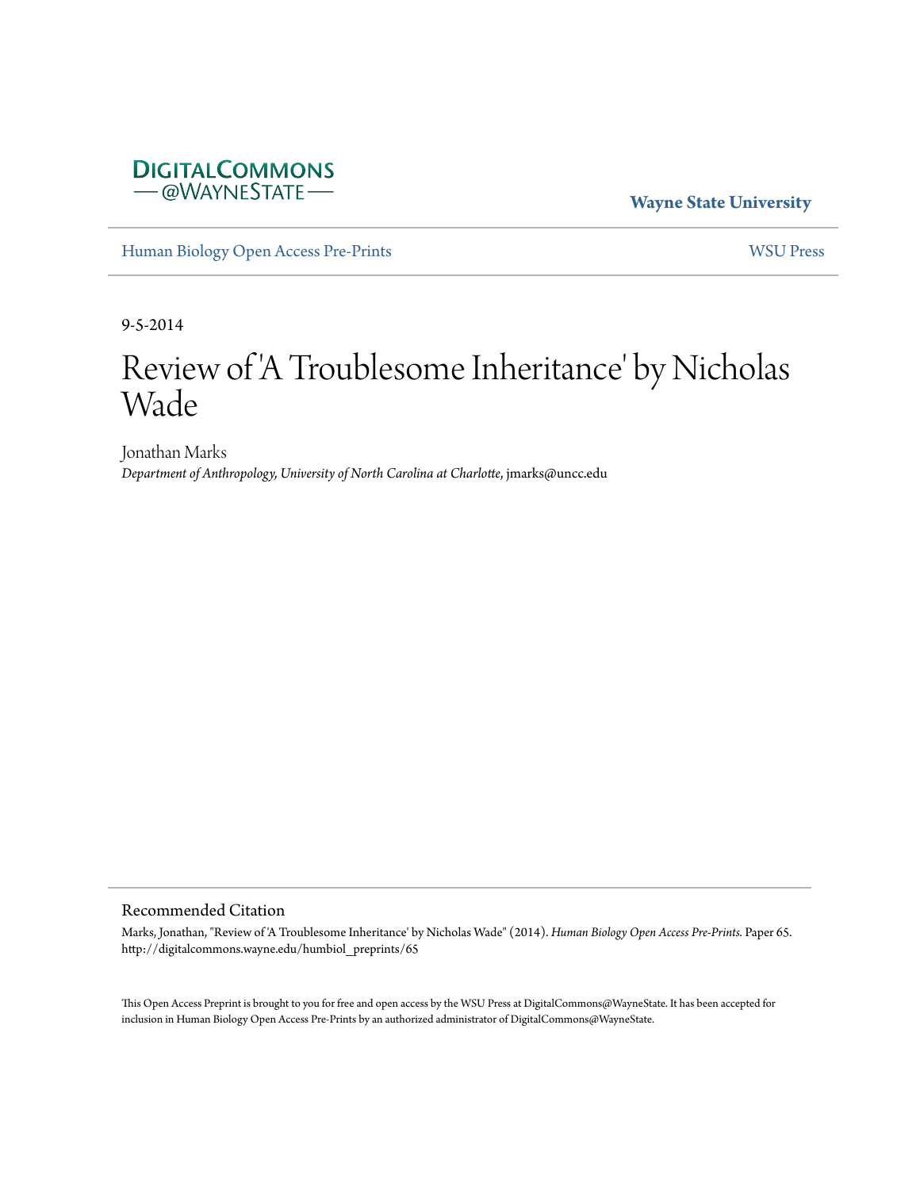DIGITALCOMMONS
@WAYNESTATE

**Wayne State University**

Human Biology Open Access Pre-Prints

WSU Press

9-5-2014

# Review of 'A Troublesome Inheritance' by Nicholas Wade

Jonathan Marks
*Department of Anthropology, University of North Carolina at Charlotte*, jmarks@uncc.edu

## Recommended Citation

Marks, Jonathan, "Review of 'A Troublesome Inheritance' by Nicholas Wade" (2014). *Human Biology Open Access Pre-Prints*. Paper 65.
http://digitalcommons.wayne.edu/humbiol_preprints/65

This Open Access Preprint is brought to you for free and open access by the WSU Press at DigitalCommons@WayneState. It has been accepted for inclusion in Human Biology Open Access Pre-Prints by an authorized administrator of DigitalCommons@WayneState.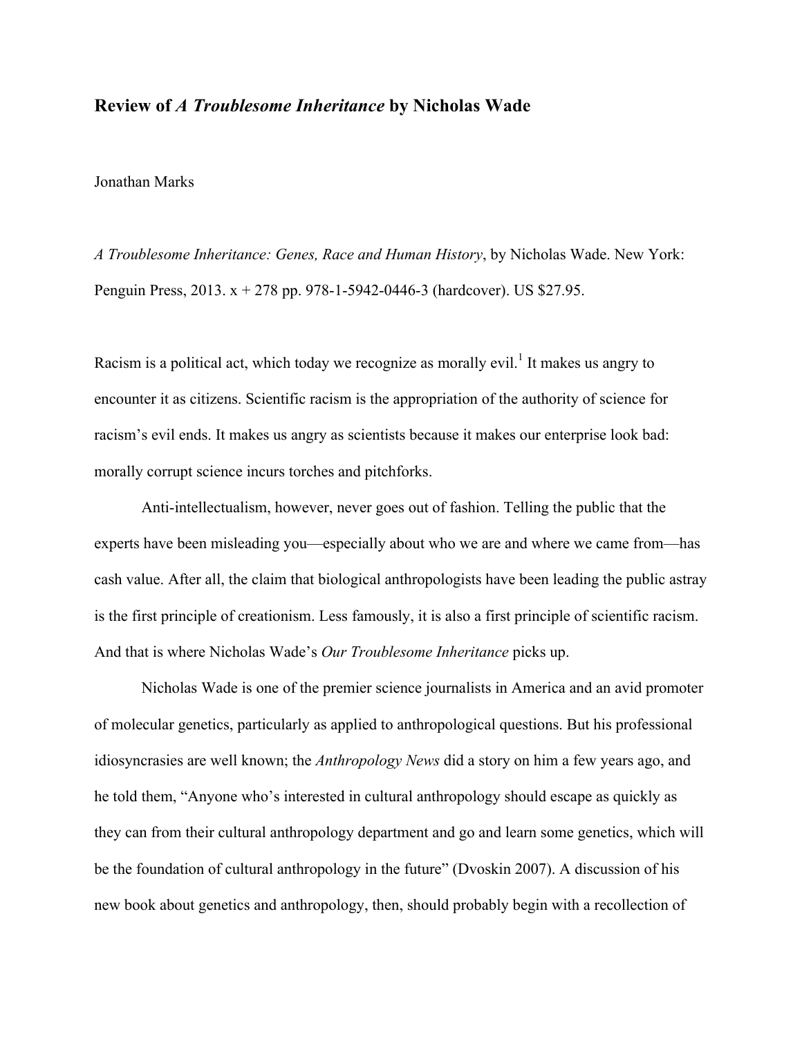**Review of *A Troublesome Inheritance* by Nicholas Wade**

Jonathan Marks

*A Troublesome Inheritance: Genes, Race and Human History*, by Nicholas Wade. New York: Penguin Press, 2013. x + 278 pp. 978-1-5942-0446-3 (hardcover). US $27.95.

Racism is a political act, which today we recognize as morally evil.[1] It makes us angry to encounter it as citizens. Scientific racism is the appropriation of the authority of science for racism's evil ends. It makes us angry as scientists because it makes our enterprise look bad: morally corrupt science incurs torches and pitchforks.

Anti-intellectualism, however, never goes out of fashion. Telling the public that the experts have been misleading you—especially about who we are and where we came from—has cash value. After all, the claim that biological anthropologists have been leading the public astray is the first principle of creationism. Less famously, it is also a first principle of scientific racism. And that is where Nicholas Wade's *Our Troublesome Inheritance* picks up.

Nicholas Wade is one of the premier science journalists in America and an avid promoter of molecular genetics, particularly as applied to anthropological questions. But his professional idiosyncrasies are well known; the *Anthropology News* did a story on him a few years ago, and he told them, "Anyone who's interested in cultural anthropology should escape as quickly as they can from their cultural anthropology department and go and learn some genetics, which will be the foundation of cultural anthropology in the future" (Dvoskin 2007). A discussion of his new book about genetics and anthropology, then, should probably begin with a recollection of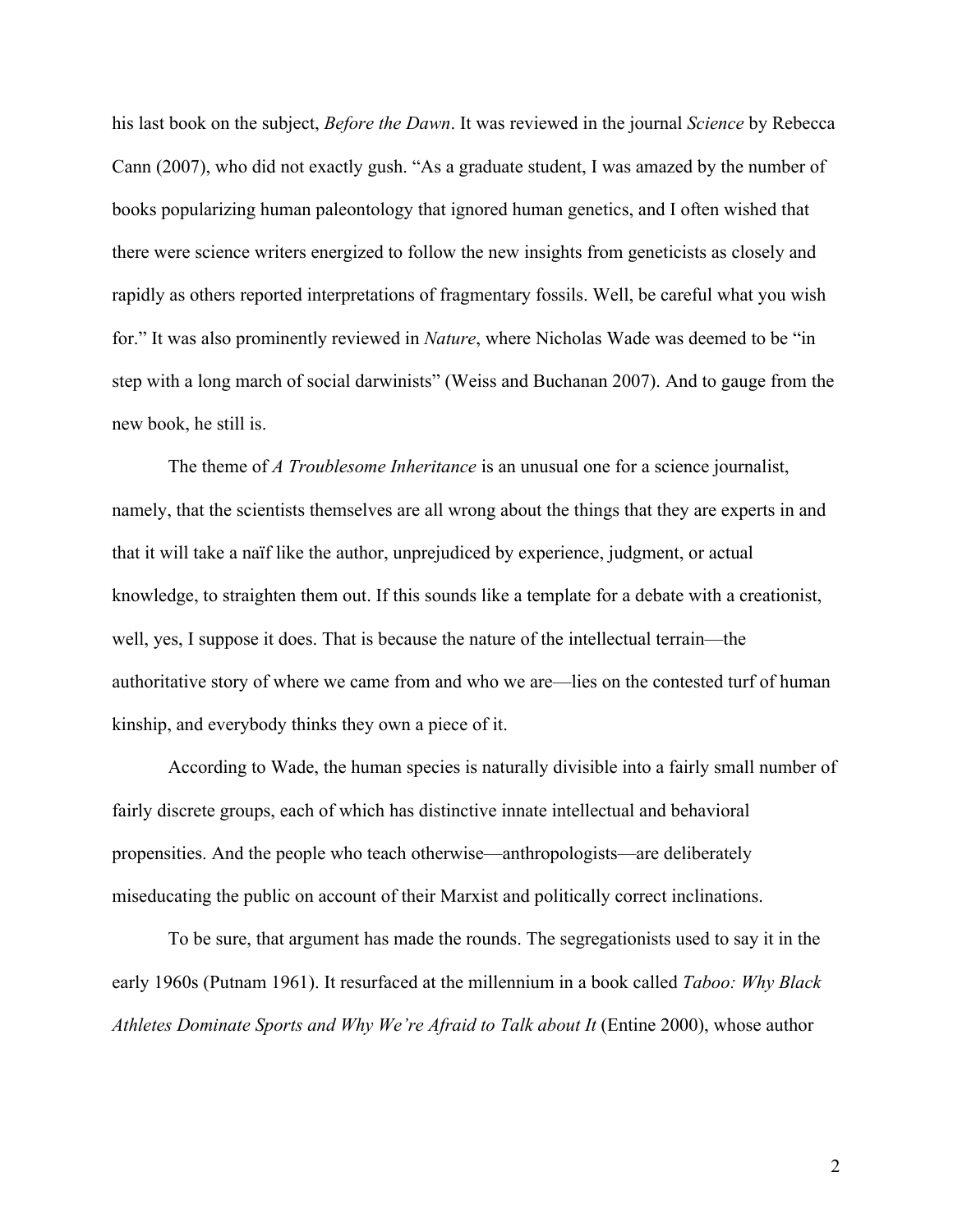his last book on the subject, *Before the Dawn*. It was reviewed in the journal *Science* by Rebecca Cann (2007), who did not exactly gush. "As a graduate student, I was amazed by the number of books popularizing human paleontology that ignored human genetics, and I often wished that there were science writers energized to follow the new insights from geneticists as closely and rapidly as others reported interpretations of fragmentary fossils. Well, be careful what you wish for." It was also prominently reviewed in *Nature*, where Nicholas Wade was deemed to be "in step with a long march of social darwinists" (Weiss and Buchanan 2007). And to gauge from the new book, he still is.

The theme of *A Troublesome Inheritance* is an unusual one for a science journalist, namely, that the scientists themselves are all wrong about the things that they are experts in and that it will take a naïf like the author, unprejudiced by experience, judgment, or actual knowledge, to straighten them out. If this sounds like a template for a debate with a creationist, well, yes, I suppose it does. That is because the nature of the intellectual terrain—the authoritative story of where we came from and who we are—lies on the contested turf of human kinship, and everybody thinks they own a piece of it.

According to Wade, the human species is naturally divisible into a fairly small number of fairly discrete groups, each of which has distinctive innate intellectual and behavioral propensities. And the people who teach otherwise—anthropologists—are deliberately miseducating the public on account of their Marxist and politically correct inclinations.

To be sure, that argument has made the rounds. The segregationists used to say it in the early 1960s (Putnam 1961). It resurfaced at the millennium in a book called *Taboo: Why Black Athletes Dominate Sports and Why We're Afraid to Talk about It* (Entine 2000), whose author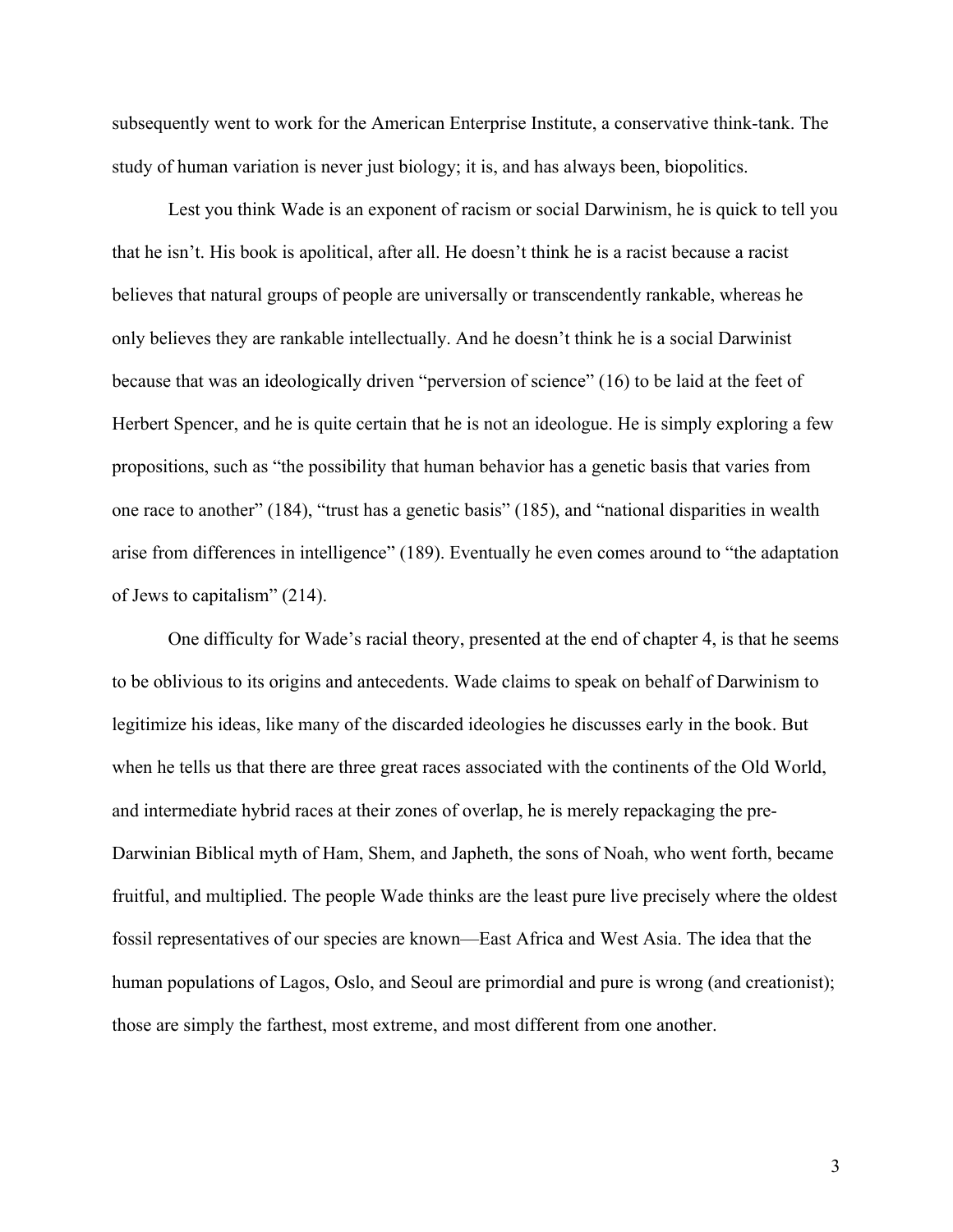subsequently went to work for the American Enterprise Institute, a conservative think-tank. The study of human variation is never just biology; it is, and has always been, biopolitics.

Lest you think Wade is an exponent of racism or social Darwinism, he is quick to tell you that he isn't. His book is apolitical, after all. He doesn't think he is a racist because a racist believes that natural groups of people are universally or transcendently rankable, whereas he only believes they are rankable intellectually. And he doesn't think he is a social Darwinist because that was an ideologically driven "perversion of science" (16) to be laid at the feet of Herbert Spencer, and he is quite certain that he is not an ideologue. He is simply exploring a few propositions, such as "the possibility that human behavior has a genetic basis that varies from one race to another" (184), "trust has a genetic basis" (185), and "national disparities in wealth arise from differences in intelligence" (189). Eventually he even comes around to "the adaptation of Jews to capitalism" (214).

One difficulty for Wade's racial theory, presented at the end of chapter 4, is that he seems to be oblivious to its origins and antecedents. Wade claims to speak on behalf of Darwinism to legitimize his ideas, like many of the discarded ideologies he discusses early in the book. But when he tells us that there are three great races associated with the continents of the Old World, and intermediate hybrid races at their zones of overlap, he is merely repackaging the pre-Darwinian Biblical myth of Ham, Shem, and Japheth, the sons of Noah, who went forth, became fruitful, and multiplied. The people Wade thinks are the least pure live precisely where the oldest fossil representatives of our species are known—East Africa and West Asia. The idea that the human populations of Lagos, Oslo, and Seoul are primordial and pure is wrong (and creationist); those are simply the farthest, most extreme, and most different from one another.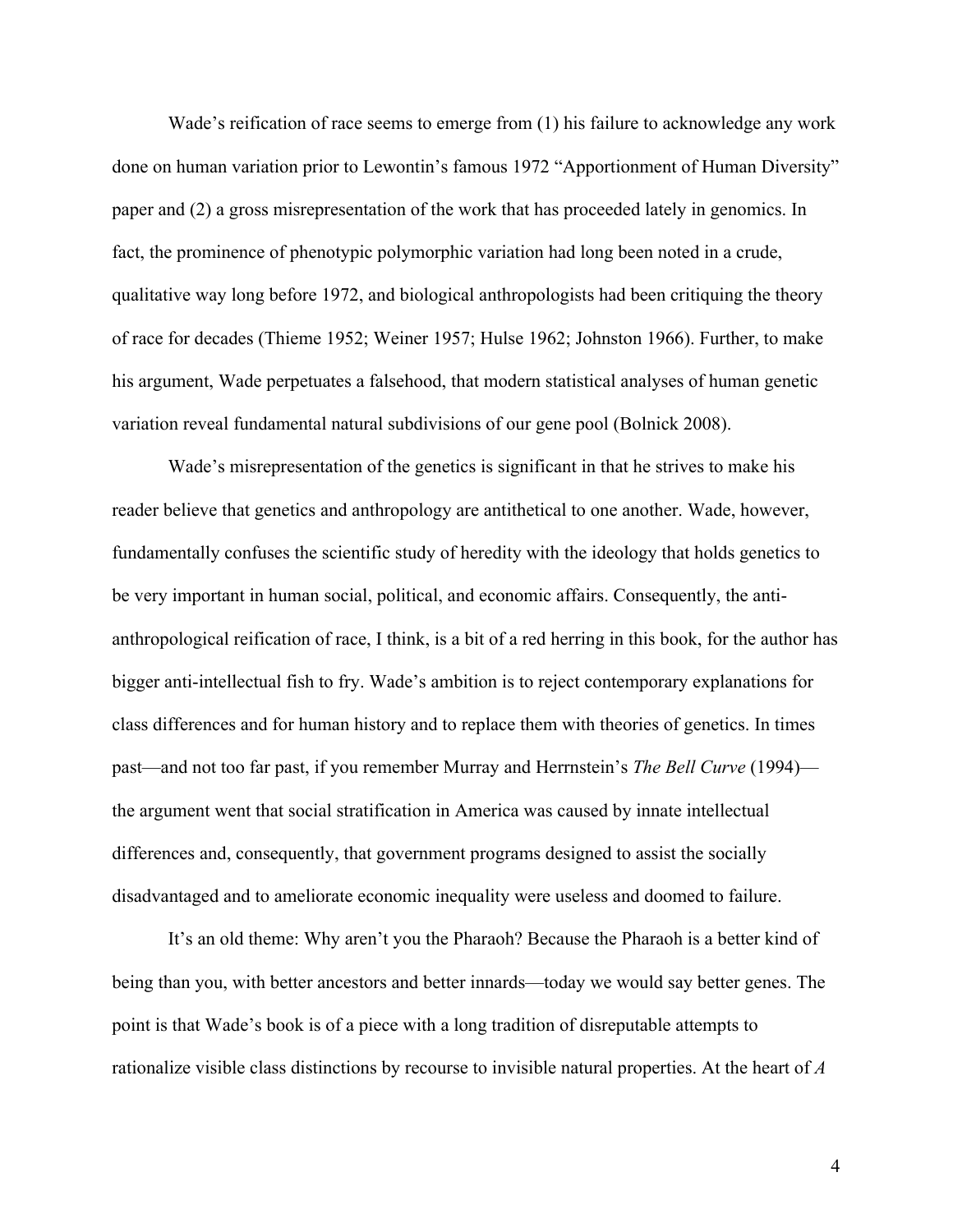Wade's reification of race seems to emerge from (1) his failure to acknowledge any work done on human variation prior to Lewontin's famous 1972 "Apportionment of Human Diversity" paper and (2) a gross misrepresentation of the work that has proceeded lately in genomics. In fact, the prominence of phenotypic polymorphic variation had long been noted in a crude, qualitative way long before 1972, and biological anthropologists had been critiquing the theory of race for decades (Thieme 1952; Weiner 1957; Hulse 1962; Johnston 1966). Further, to make his argument, Wade perpetuates a falsehood, that modern statistical analyses of human genetic variation reveal fundamental natural subdivisions of our gene pool (Bolnick 2008).

Wade's misrepresentation of the genetics is significant in that he strives to make his reader believe that genetics and anthropology are antithetical to one another. Wade, however, fundamentally confuses the scientific study of heredity with the ideology that holds genetics to be very important in human social, political, and economic affairs. Consequently, the anti-anthropological reification of race, I think, is a bit of a red herring in this book, for the author has bigger anti-intellectual fish to fry. Wade's ambition is to reject contemporary explanations for class differences and for human history and to replace them with theories of genetics. In times past—and not too far past, if you remember Murray and Herrnstein's *The Bell Curve* (1994)—the argument went that social stratification in America was caused by innate intellectual differences and, consequently, that government programs designed to assist the socially disadvantaged and to ameliorate economic inequality were useless and doomed to failure.

It's an old theme: Why aren't you the Pharaoh? Because the Pharaoh is a better kind of being than you, with better ancestors and better innards—today we would say better genes. The point is that Wade's book is of a piece with a long tradition of disreputable attempts to rationalize visible class distinctions by recourse to invisible natural properties. At the heart of *A*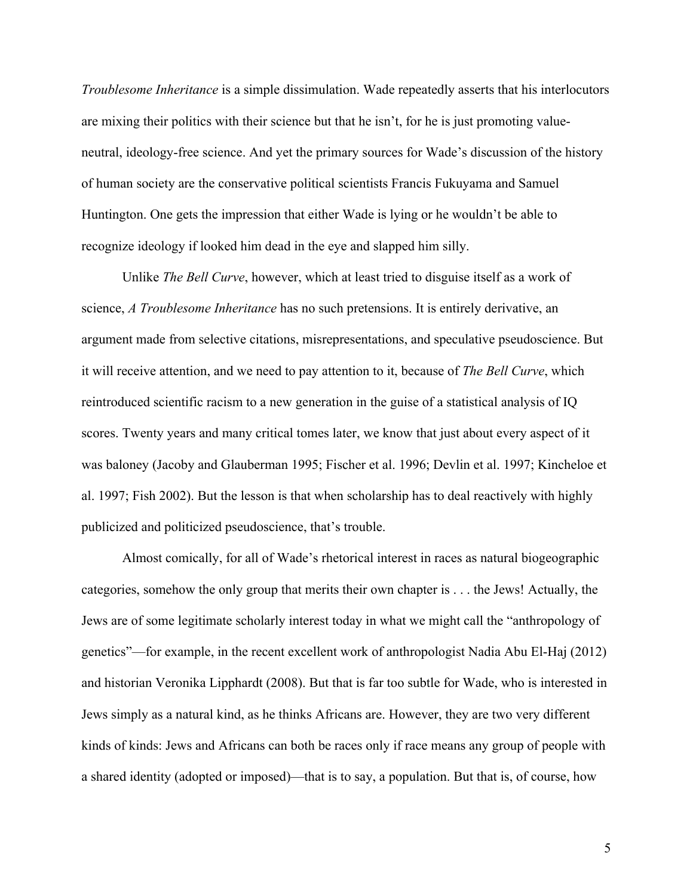*Troublesome Inheritance* is a simple dissimulation. Wade repeatedly asserts that his interlocutors are mixing their politics with their science but that he isn't, for he is just promoting value-neutral, ideology-free science. And yet the primary sources for Wade's discussion of the history of human society are the conservative political scientists Francis Fukuyama and Samuel Huntington. One gets the impression that either Wade is lying or he wouldn't be able to recognize ideology if looked him dead in the eye and slapped him silly.

Unlike *The Bell Curve*, however, which at least tried to disguise itself as a work of science, *A Troublesome Inheritance* has no such pretensions. It is entirely derivative, an argument made from selective citations, misrepresentations, and speculative pseudoscience. But it will receive attention, and we need to pay attention to it, because of *The Bell Curve*, which reintroduced scientific racism to a new generation in the guise of a statistical analysis of IQ scores. Twenty years and many critical tomes later, we know that just about every aspect of it was baloney (Jacoby and Glauberman 1995; Fischer et al. 1996; Devlin et al. 1997; Kincheloe et al. 1997; Fish 2002). But the lesson is that when scholarship has to deal reactively with highly publicized and politicized pseudoscience, that's trouble.

Almost comically, for all of Wade's rhetorical interest in races as natural biogeographic categories, somehow the only group that merits their own chapter is . . . the Jews! Actually, the Jews are of some legitimate scholarly interest today in what we might call the "anthropology of genetics"—for example, in the recent excellent work of anthropologist Nadia Abu El-Haj (2012) and historian Veronika Lipphardt (2008). But that is far too subtle for Wade, who is interested in Jews simply as a natural kind, as he thinks Africans are. However, they are two very different kinds of kinds: Jews and Africans can both be races only if race means any group of people with a shared identity (adopted or imposed)—that is to say, a population. But that is, of course, how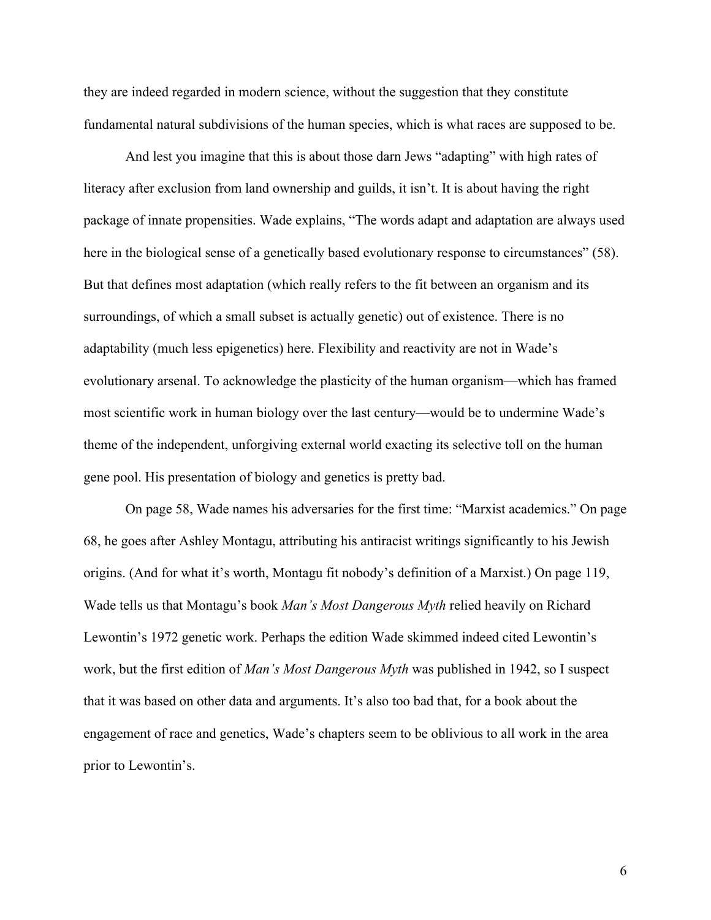they are indeed regarded in modern science, without the suggestion that they constitute fundamental natural subdivisions of the human species, which is what races are supposed to be.

And lest you imagine that this is about those darn Jews "adapting" with high rates of literacy after exclusion from land ownership and guilds, it isn't. It is about having the right package of innate propensities. Wade explains, "The words adapt and adaptation are always used here in the biological sense of a genetically based evolutionary response to circumstances" (58). But that defines most adaptation (which really refers to the fit between an organism and its surroundings, of which a small subset is actually genetic) out of existence. There is no adaptability (much less epigenetics) here. Flexibility and reactivity are not in Wade's evolutionary arsenal. To acknowledge the plasticity of the human organism—which has framed most scientific work in human biology over the last century—would be to undermine Wade's theme of the independent, unforgiving external world exacting its selective toll on the human gene pool. His presentation of biology and genetics is pretty bad.

On page 58, Wade names his adversaries for the first time: "Marxist academics." On page 68, he goes after Ashley Montagu, attributing his antiracist writings significantly to his Jewish origins. (And for what it's worth, Montagu fit nobody's definition of a Marxist.) On page 119, Wade tells us that Montagu's book *Man's Most Dangerous Myth* relied heavily on Richard Lewontin's 1972 genetic work. Perhaps the edition Wade skimmed indeed cited Lewontin's work, but the first edition of *Man's Most Dangerous Myth* was published in 1942, so I suspect that it was based on other data and arguments. It's also too bad that, for a book about the engagement of race and genetics, Wade's chapters seem to be oblivious to all work in the area prior to Lewontin's.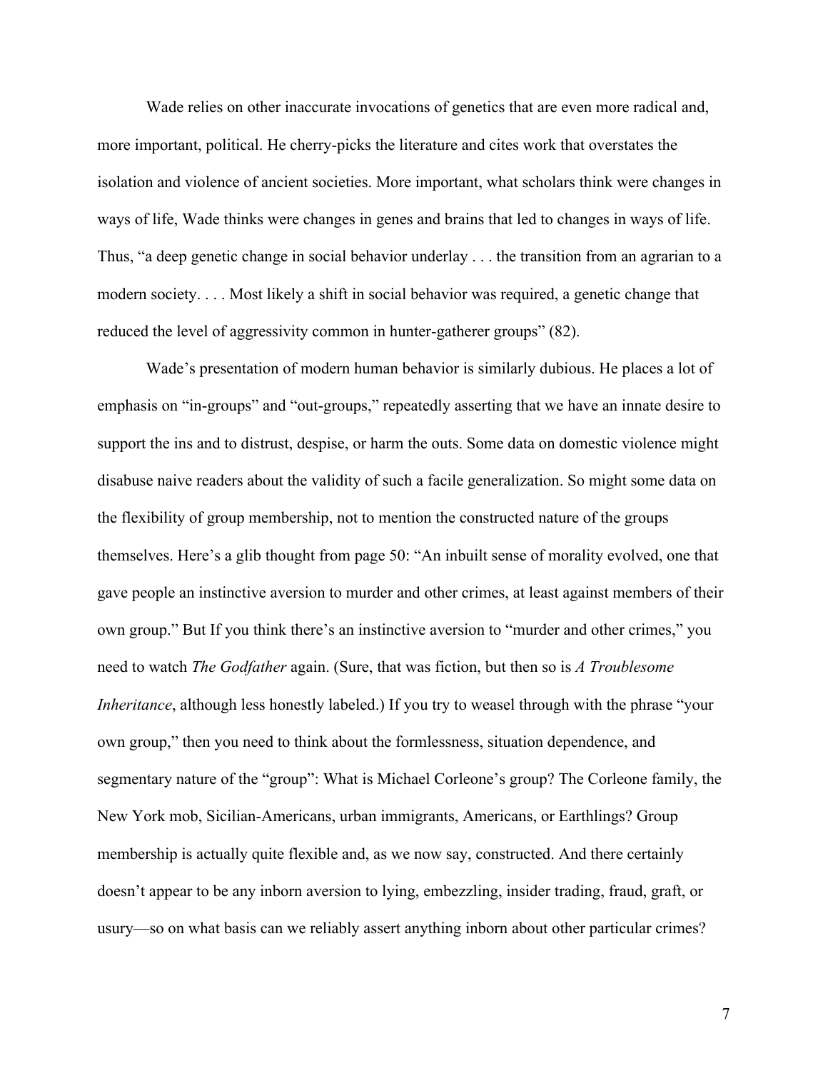Wade relies on other inaccurate invocations of genetics that are even more radical and, more important, political. He cherry-picks the literature and cites work that overstates the isolation and violence of ancient societies. More important, what scholars think were changes in ways of life, Wade thinks were changes in genes and brains that led to changes in ways of life. Thus, "a deep genetic change in social behavior underlay . . . the transition from an agrarian to a modern society. . . . Most likely a shift in social behavior was required, a genetic change that reduced the level of aggressivity common in hunter-gatherer groups" (82).

Wade's presentation of modern human behavior is similarly dubious. He places a lot of emphasis on "in-groups" and "out-groups," repeatedly asserting that we have an innate desire to support the ins and to distrust, despise, or harm the outs. Some data on domestic violence might disabuse naive readers about the validity of such a facile generalization. So might some data on the flexibility of group membership, not to mention the constructed nature of the groups themselves. Here's a glib thought from page 50: "An inbuilt sense of morality evolved, one that gave people an instinctive aversion to murder and other crimes, at least against members of their own group." But If you think there's an instinctive aversion to "murder and other crimes," you need to watch *The Godfather* again. (Sure, that was fiction, but then so is *A Troublesome Inheritance*, although less honestly labeled.) If you try to weasel through with the phrase "your own group," then you need to think about the formlessness, situation dependence, and segmentary nature of the "group": What is Michael Corleone's group? The Corleone family, the New York mob, Sicilian-Americans, urban immigrants, Americans, or Earthlings? Group membership is actually quite flexible and, as we now say, constructed. And there certainly doesn't appear to be any inborn aversion to lying, embezzling, insider trading, fraud, graft, or usury—so on what basis can we reliably assert anything inborn about other particular crimes?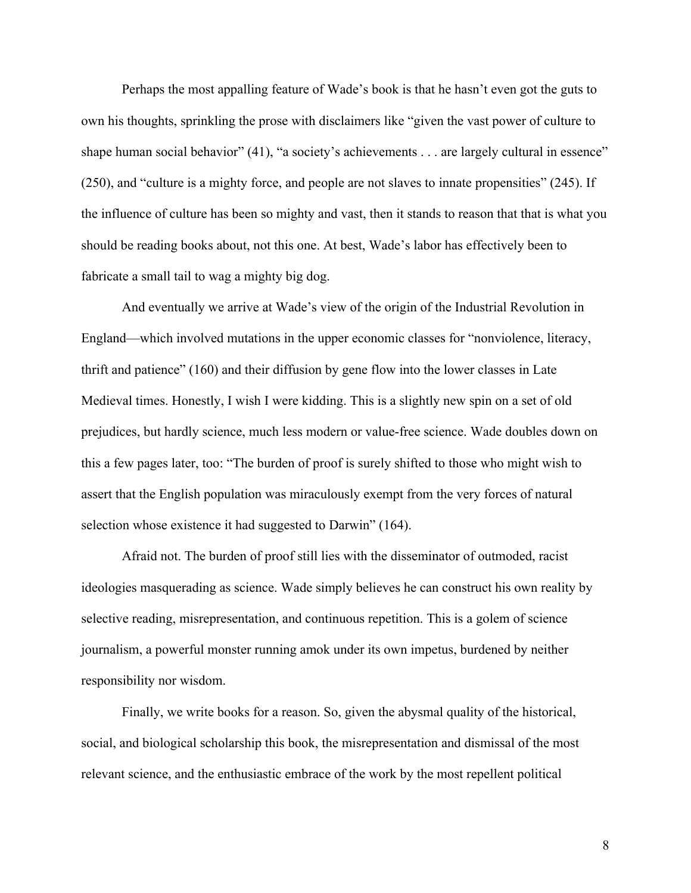Perhaps the most appalling feature of Wade's book is that he hasn't even got the guts to own his thoughts, sprinkling the prose with disclaimers like "given the vast power of culture to shape human social behavior" (41), "a society's achievements . . . are largely cultural in essence" (250), and "culture is a mighty force, and people are not slaves to innate propensities" (245). If the influence of culture has been so mighty and vast, then it stands to reason that that is what you should be reading books about, not this one. At best, Wade's labor has effectively been to fabricate a small tail to wag a mighty big dog.

And eventually we arrive at Wade's view of the origin of the Industrial Revolution in England—which involved mutations in the upper economic classes for "nonviolence, literacy, thrift and patience" (160) and their diffusion by gene flow into the lower classes in Late Medieval times. Honestly, I wish I were kidding. This is a slightly new spin on a set of old prejudices, but hardly science, much less modern or value-free science. Wade doubles down on this a few pages later, too: "The burden of proof is surely shifted to those who might wish to assert that the English population was miraculously exempt from the very forces of natural selection whose existence it had suggested to Darwin" (164).

Afraid not. The burden of proof still lies with the disseminator of outmoded, racist ideologies masquerading as science. Wade simply believes he can construct his own reality by selective reading, misrepresentation, and continuous repetition. This is a golem of science journalism, a powerful monster running amok under its own impetus, burdened by neither responsibility nor wisdom.

Finally, we write books for a reason. So, given the abysmal quality of the historical, social, and biological scholarship this book, the misrepresentation and dismissal of the most relevant science, and the enthusiastic embrace of the work by the most repellent political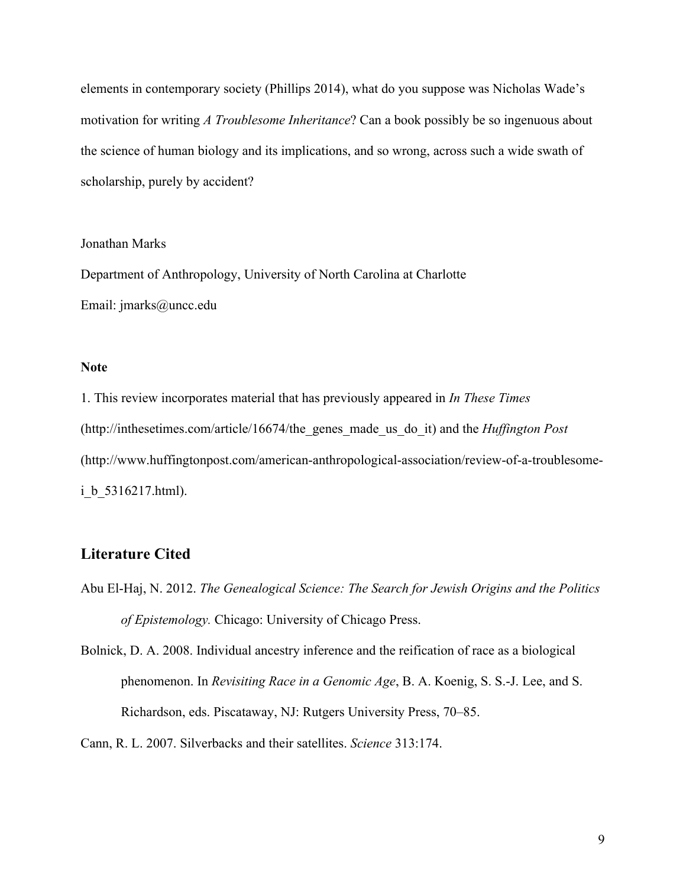elements in contemporary society (Phillips 2014), what do you suppose was Nicholas Wade's motivation for writing *A Troublesome Inheritance*? Can a book possibly be so ingenuous about the science of human biology and its implications, and so wrong, across such a wide swath of scholarship, purely by accident?

Jonathan Marks

Department of Anthropology, University of North Carolina at Charlotte

Email: jmarks@uncc.edu

**Note**

1. This review incorporates material that has previously appeared in *In These Times* (http://inthesetimes.com/article/16674/the_genes_made_us_do_it) and the *Huffington Post* (http://www.huffingtonpost.com/american-anthropological-association/review-of-a-troublesome-i_b_5316217.html).

## Literature Cited

Abu El-Haj, N. 2012. *The Genealogical Science: The Search for Jewish Origins and the Politics of Epistemology.* Chicago: University of Chicago Press.

Bolnick, D. A. 2008. Individual ancestry inference and the reification of race as a biological phenomenon. In *Revisiting Race in a Genomic Age*, B. A. Koenig, S. S.-J. Lee, and S. Richardson, eds. Piscataway, NJ: Rutgers University Press, 70–85.

Cann, R. L. 2007. Silverbacks and their satellites. *Science* 313:174.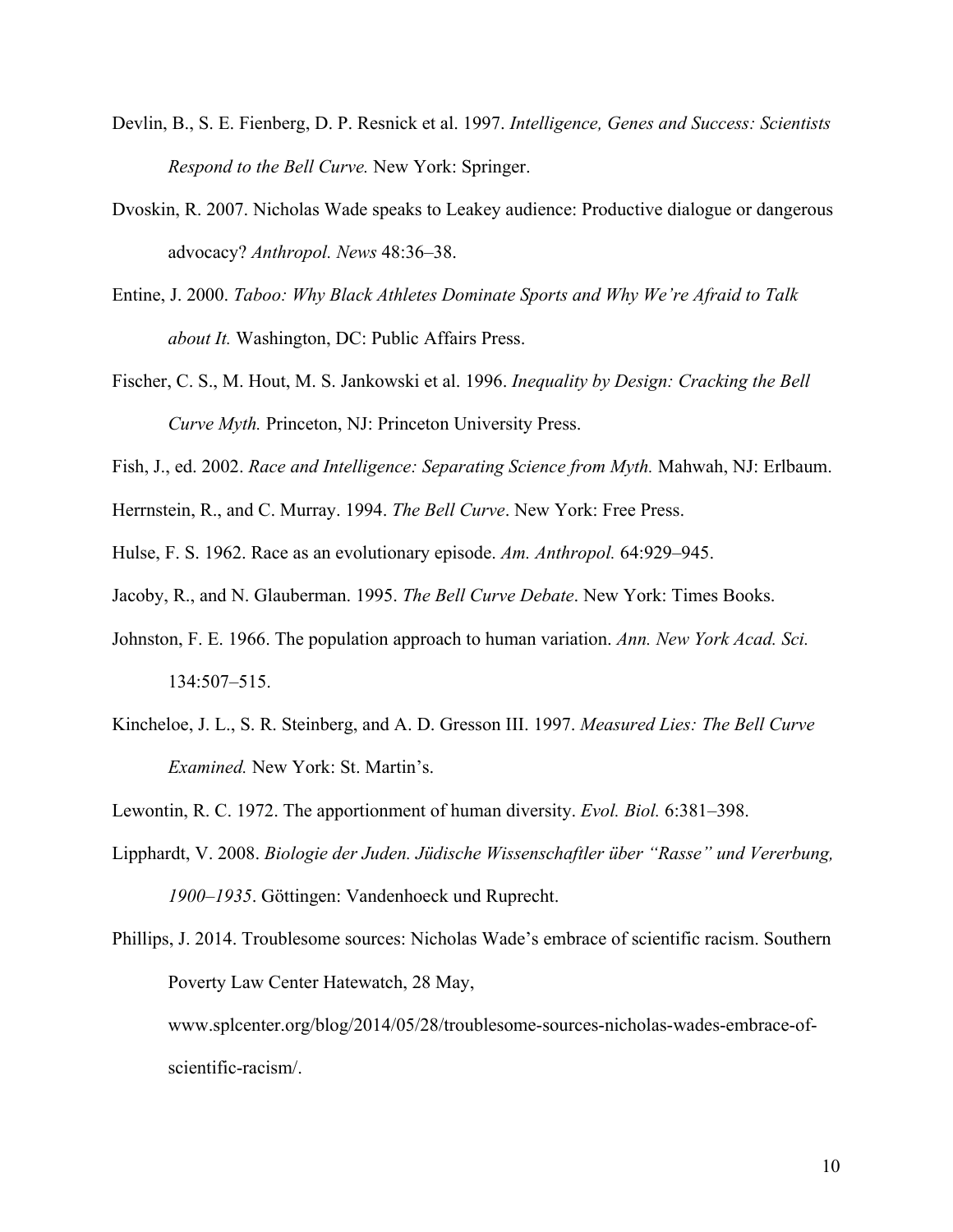Devlin, B., S. E. Fienberg, D. P. Resnick et al. 1997. *Intelligence, Genes and Success: Scientists Respond to the Bell Curve.* New York: Springer.

Dvoskin, R. 2007. Nicholas Wade speaks to Leakey audience: Productive dialogue or dangerous advocacy? *Anthropol. News* 48:36–38.

Entine, J. 2000. *Taboo: Why Black Athletes Dominate Sports and Why We're Afraid to Talk about It.* Washington, DC: Public Affairs Press.

Fischer, C. S., M. Hout, M. S. Jankowski et al. 1996. *Inequality by Design: Cracking the Bell Curve Myth.* Princeton, NJ: Princeton University Press.

Fish, J., ed. 2002. *Race and Intelligence: Separating Science from Myth.* Mahwah, NJ: Erlbaum.

Herrnstein, R., and C. Murray. 1994. *The Bell Curve*. New York: Free Press.

Hulse, F. S. 1962. Race as an evolutionary episode. *Am. Anthropol.* 64:929–945.

Jacoby, R., and N. Glauberman. 1995. *The Bell Curve Debate*. New York: Times Books.

Johnston, F. E. 1966. The population approach to human variation. *Ann. New York Acad. Sci.* 134:507–515.

Kincheloe, J. L., S. R. Steinberg, and A. D. Gresson III. 1997. *Measured Lies: The Bell Curve Examined.* New York: St. Martin's.

Lewontin, R. C. 1972. The apportionment of human diversity. *Evol. Biol.* 6:381–398.

Lipphardt, V. 2008. *Biologie der Juden. Jüdische Wissenschaftler über "Rasse" und Vererbung, 1900–1935*. Göttingen: Vandenhoeck und Ruprecht.

Phillips, J. 2014. Troublesome sources: Nicholas Wade's embrace of scientific racism. Southern Poverty Law Center Hatewatch, 28 May, www.splcenter.org/blog/2014/05/28/troublesome-sources-nicholas-wades-embrace-of-scientific-racism/.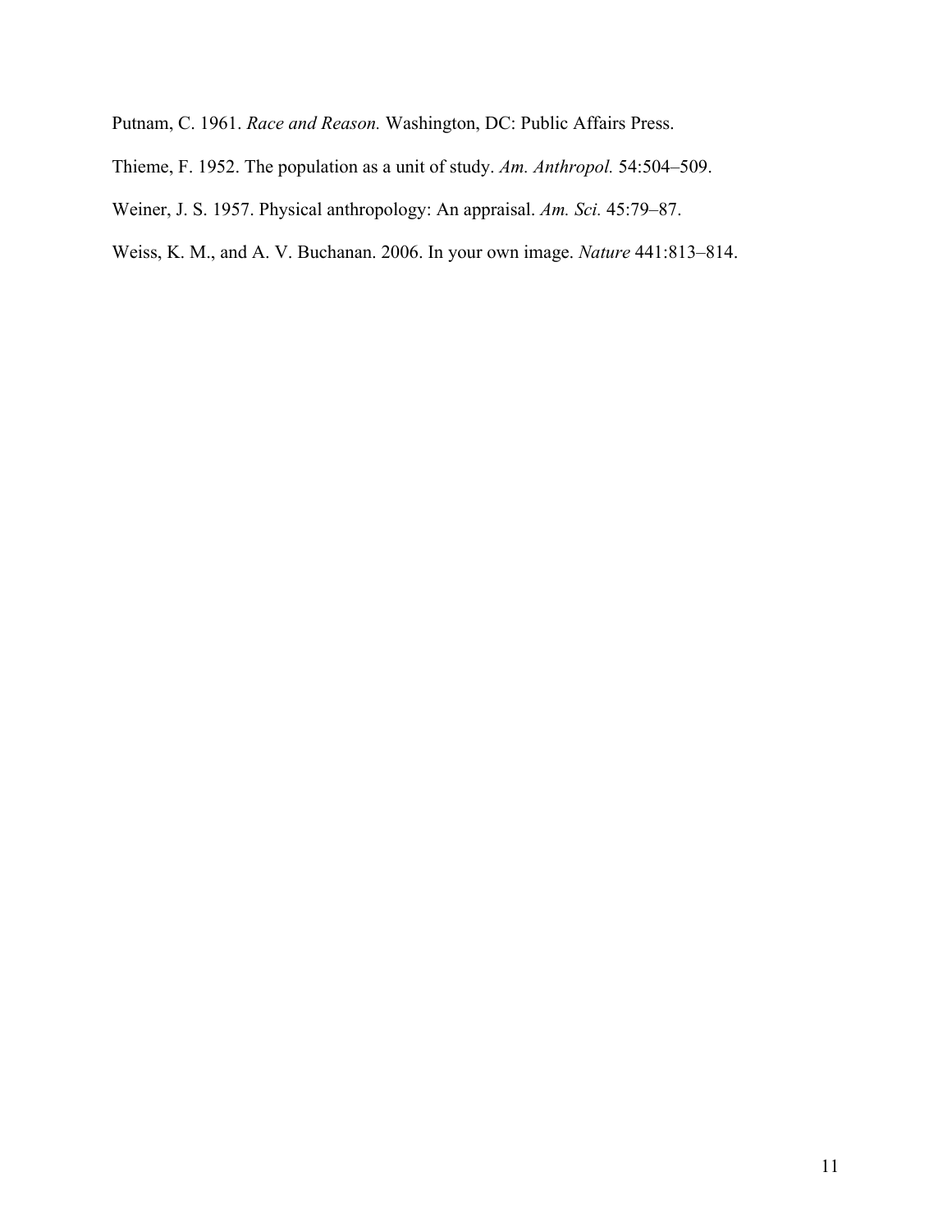Putnam, C. 1961. *Race and Reason.* Washington, DC: Public Affairs Press.

Thieme, F. 1952. The population as a unit of study. *Am. Anthropol.* 54:504–509.

Weiner, J. S. 1957. Physical anthropology: An appraisal. *Am. Sci.* 45:79–87.

Weiss, K. M., and A. V. Buchanan. 2006. In your own image. *Nature* 441:813–814.